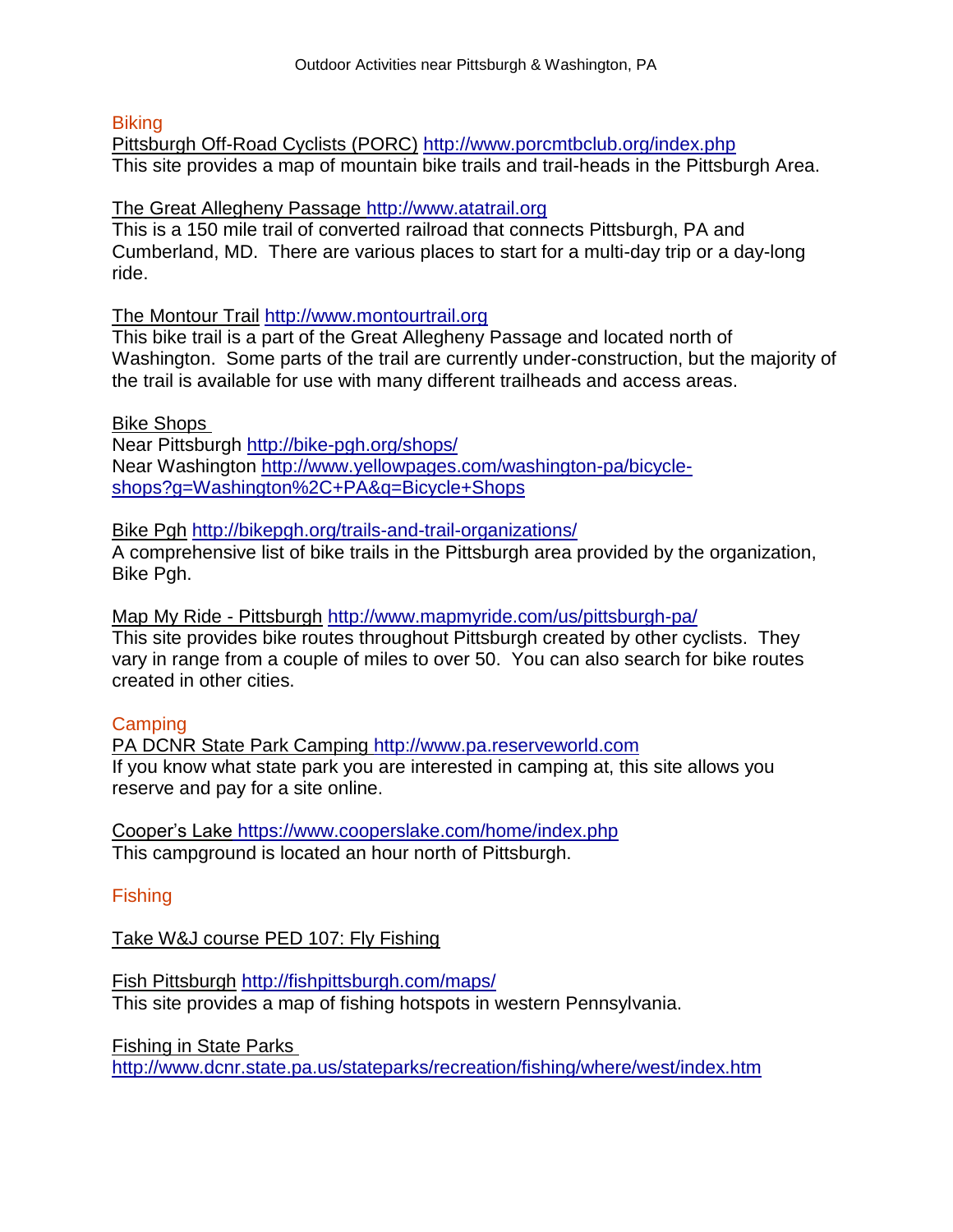# Outdoor Activities near Pittsburgh & Washington, PA

## Biking

Pittsburgh Off-Road Cyclists (PORC) http://www.porcmtbclub.org/index.php
This site provides a map of mountain bike trails and trail-heads in the Pittsburgh Area.

The Great Allegheny Passage http://www.atatrail.org
This is a 150 mile trail of converted railroad that connects Pittsburgh, PA and Cumberland, MD. There are various places to start for a multi-day trip or a day-long ride.

The Montour Trail http://www.montourtrail.org
This bike trail is a part of the Great Allegheny Passage and located north of Washington. Some parts of the trail are currently under-construction, but the majority of the trail is available for use with many different trailheads and access areas.

Bike Shops
Near Pittsburgh http://bike-pgh.org/shops/
Near Washington http://www.yellowpages.com/washington-pa/bicycle-shops?g=Washington%2C+PA&q=Bicycle+Shops

Bike Pgh http://bikepgh.org/trails-and-trail-organizations/
A comprehensive list of bike trails in the Pittsburgh area provided by the organization, Bike Pgh.

Map My Ride - Pittsburgh http://www.mapmyride.com/us/pittsburgh-pa/
This site provides bike routes throughout Pittsburgh created by other cyclists. They vary in range from a couple of miles to over 50. You can also search for bike routes created in other cities.

## Camping

PA DCNR State Park Camping http://www.pa.reserveworld.com
If you know what state park you are interested in camping at, this site allows you reserve and pay for a site online.

Cooper's Lake https://www.cooperslake.com/home/index.php
This campground is located an hour north of Pittsburgh.

## Fishing

Take W&J course PED 107: Fly Fishing

Fish Pittsburgh http://fishpittsburgh.com/maps/
This site provides a map of fishing hotspots in western Pennsylvania.

Fishing in State Parks
http://www.dcnr.state.pa.us/stateparks/recreation/fishing/where/west/index.htm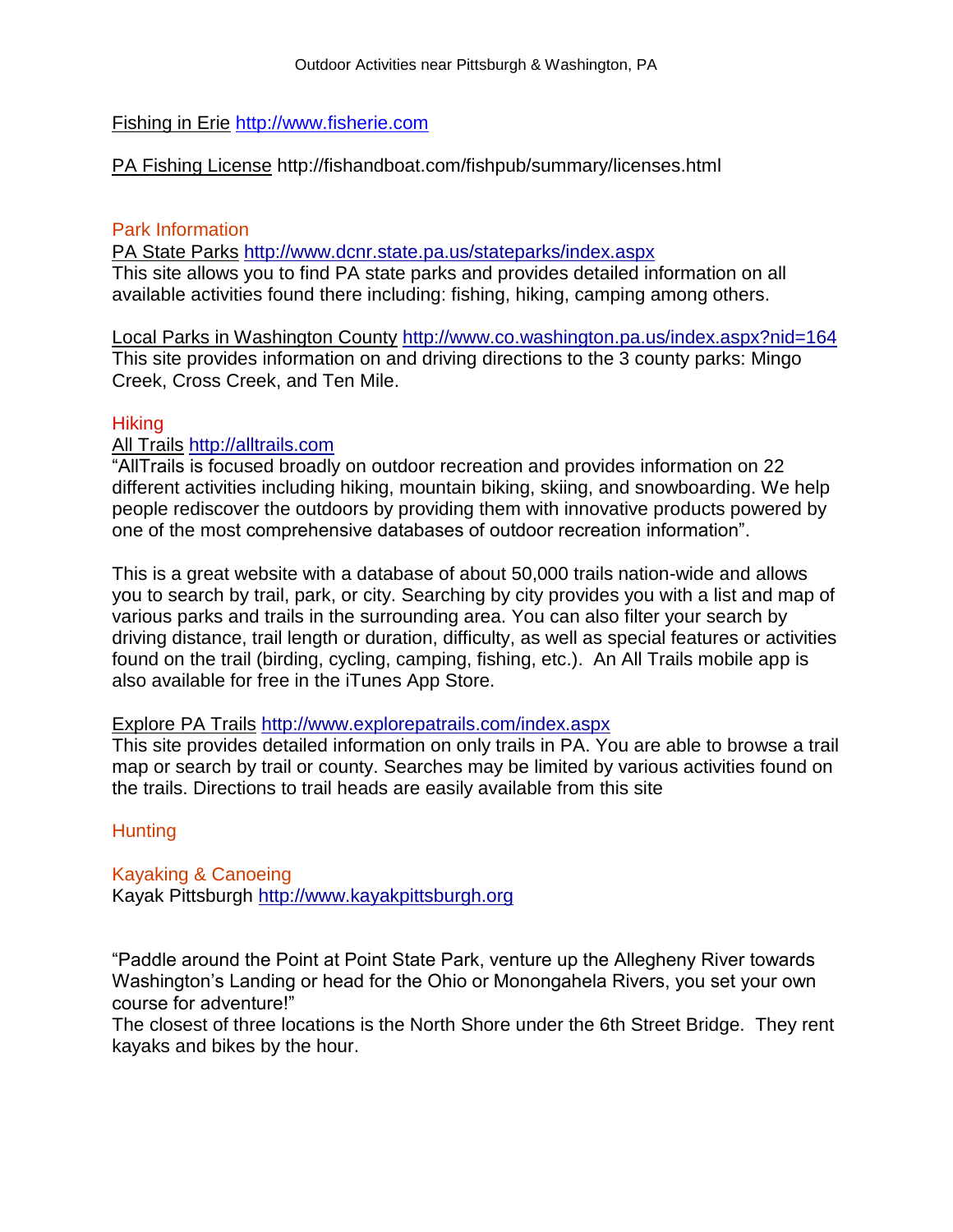[Fishing in Erie](http://www.fisherie.com) http://www.fisherie.com

PA Fishing License http://fishandboat.com/fishpub/summary/licenses.html

## Park Information

PA State Parks http://www.dcnr.state.pa.us/stateparks/index.aspx
This site allows you to find PA state parks and provides detailed information on all available activities found there including: fishing, hiking, camping among others.

Local Parks in Washington County http://www.co.washington.pa.us/index.aspx?nid=164
This site provides information on and driving directions to the 3 county parks: Mingo Creek, Cross Creek, and Ten Mile.

## Hiking

All Trails http://alltrails.com
"AllTrails is focused broadly on outdoor recreation and provides information on 22 different activities including hiking, mountain biking, skiing, and snowboarding. We help people rediscover the outdoors by providing them with innovative products powered by one of the most comprehensive databases of outdoor recreation information".

This is a great website with a database of about 50,000 trails nation-wide and allows you to search by trail, park, or city. Searching by city provides you with a list and map of various parks and trails in the surrounding area. You can also filter your search by driving distance, trail length or duration, difficulty, as well as special features or activities found on the trail (birding, cycling, camping, fishing, etc.). An All Trails mobile app is also available for free in the iTunes App Store.

Explore PA Trails http://www.explorepatrails.com/index.aspx
This site provides detailed information on only trails in PA. You are able to browse a trail map or search by trail or county. Searches may be limited by various activities found on the trails. Directions to trail heads are easily available from this site

## Hunting

## Kayaking & Canoeing

Kayak Pittsburgh http://www.kayakpittsburgh.org

"Paddle around the Point at Point State Park, venture up the Allegheny River towards Washington's Landing or head for the Ohio or Monongahela Rivers, you set your own course for adventure!"
The closest of three locations is the North Shore under the 6th Street Bridge. They rent kayaks and bikes by the hour.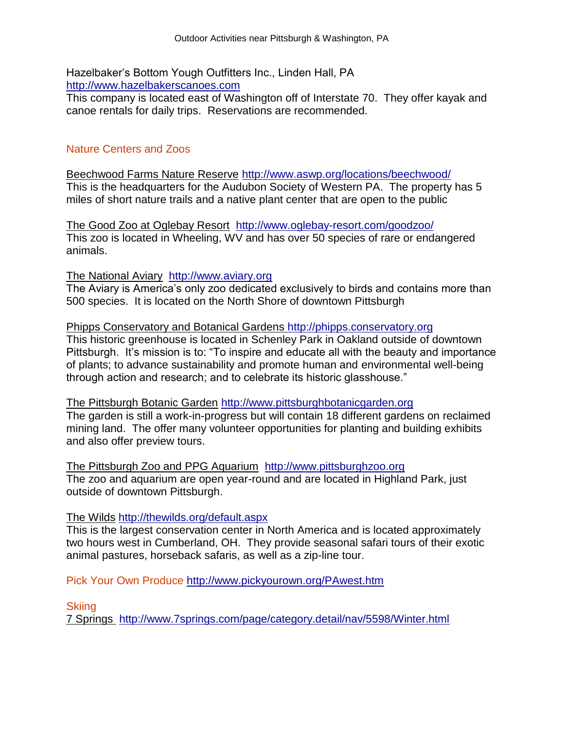Hazelbaker's Bottom Yough Outfitters Inc., Linden Hall, PA
http://www.hazelbakerscanoes.com
This company is located east of Washington off of Interstate 70. They offer kayak and canoe rentals for daily trips. Reservations are recommended.

## Nature Centers and Zoos

Beechwood Farms Nature Reserve http://www.aswp.org/locations/beechwood/
This is the headquarters for the Audubon Society of Western PA. The property has 5 miles of short nature trails and a native plant center that are open to the public

The Good Zoo at Oglebay Resort http://www.oglebay-resort.com/goodzoo/
This zoo is located in Wheeling, WV and has over 50 species of rare or endangered animals.

The National Aviary http://www.aviary.org
The Aviary is America's only zoo dedicated exclusively to birds and contains more than 500 species. It is located on the North Shore of downtown Pittsburgh

Phipps Conservatory and Botanical Gardens http://phipps.conservatory.org
This historic greenhouse is located in Schenley Park in Oakland outside of downtown Pittsburgh. It's mission is to: "To inspire and educate all with the beauty and importance of plants; to advance sustainability and promote human and environmental well-being through action and research; and to celebrate its historic glasshouse."

The Pittsburgh Botanic Garden http://www.pittsburghbotanicgarden.org
The garden is still a work-in-progress but will contain 18 different gardens on reclaimed mining land. The offer many volunteer opportunities for planting and building exhibits and also offer preview tours.

The Pittsburgh Zoo and PPG Aquarium http://www.pittsburghzoo.org
The zoo and aquarium are open year-round and are located in Highland Park, just outside of downtown Pittsburgh.

The Wilds http://thewilds.org/default.aspx
This is the largest conservation center in North America and is located approximately two hours west in Cumberland, OH. They provide seasonal safari tours of their exotic animal pastures, horseback safaris, as well as a zip-line tour.

## Pick Your Own Produce http://www.pickyourown.org/PAwest.htm

## Skiing

7 Springs http://www.7springs.com/page/category.detail/nav/5598/Winter.html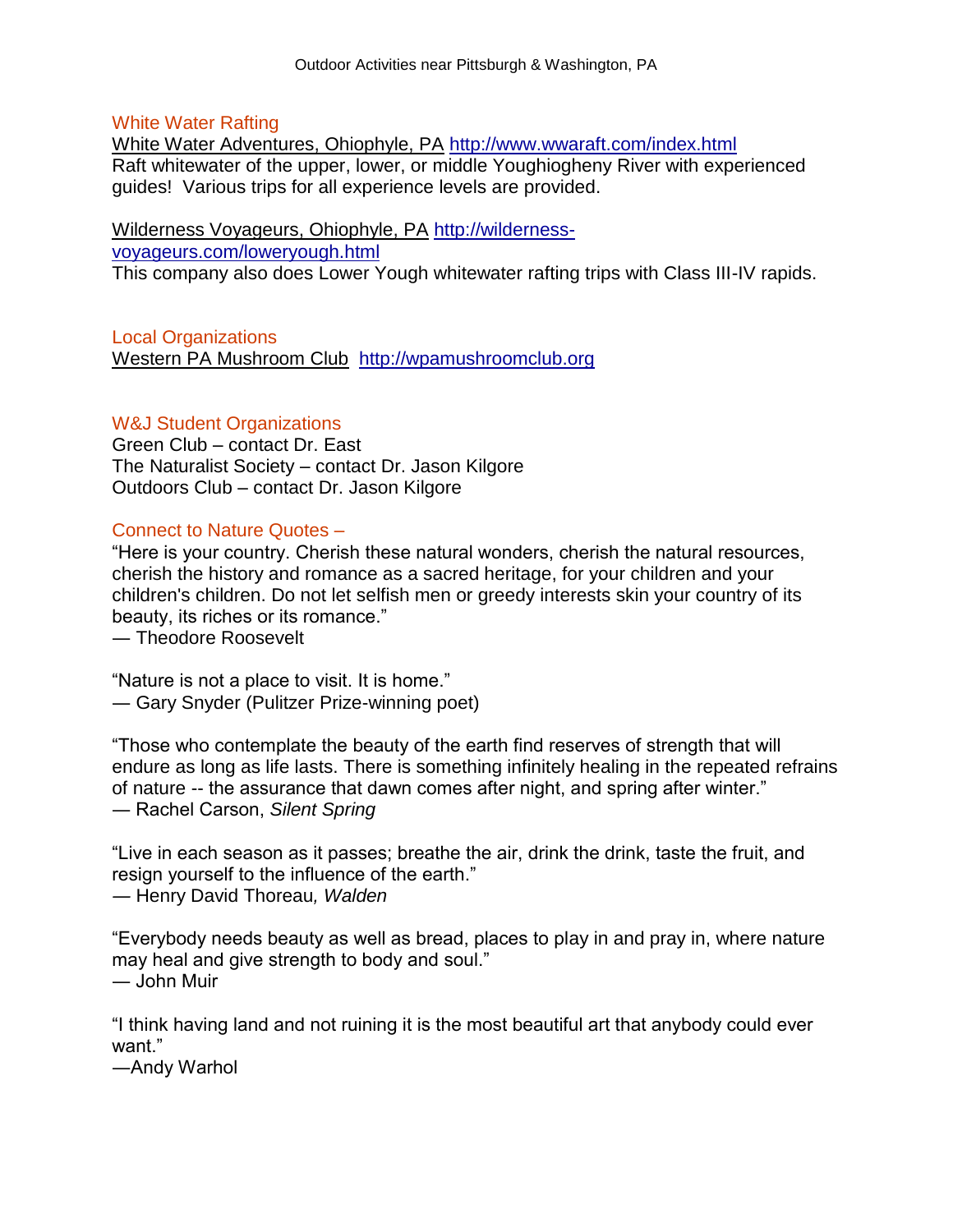## White Water Rafting

White Water Adventures, Ohiophyle, PA http://www.wwaraft.com/index.html
Raft whitewater of the upper, lower, or middle Youghiogheny River with experienced guides! Various trips for all experience levels are provided.

Wilderness Voyageurs, Ohiophyle, PA http://wilderness-voyageurs.com/loweryough.html
This company also does Lower Yough whitewater rafting trips with Class III-IV rapids.

## Local Organizations

Western PA Mushroom Club http://wpamushroomclub.org

## W&J Student Organizations

Green Club – contact Dr. East
The Naturalist Society – contact Dr. Jason Kilgore
Outdoors Club – contact Dr. Jason Kilgore

## Connect to Nature Quotes –

"Here is your country. Cherish these natural wonders, cherish the natural resources, cherish the history and romance as a sacred heritage, for your children and your children's children. Do not let selfish men or greedy interests skin your country of its beauty, its riches or its romance."
— Theodore Roosevelt

"Nature is not a place to visit. It is home."
— Gary Snyder (Pulitzer Prize-winning poet)

"Those who contemplate the beauty of the earth find reserves of strength that will endure as long as life lasts. There is something infinitely healing in the repeated refrains of nature -- the assurance that dawn comes after night, and spring after winter."
— Rachel Carson, *Silent Spring*

"Live in each season as it passes; breathe the air, drink the drink, taste the fruit, and resign yourself to the influence of the earth."
— Henry David Thoreau*, Walden*

"Everybody needs beauty as well as bread, places to play in and pray in, where nature may heal and give strength to body and soul."
— John Muir

"I think having land and not ruining it is the most beautiful art that anybody could ever want."
—Andy Warhol